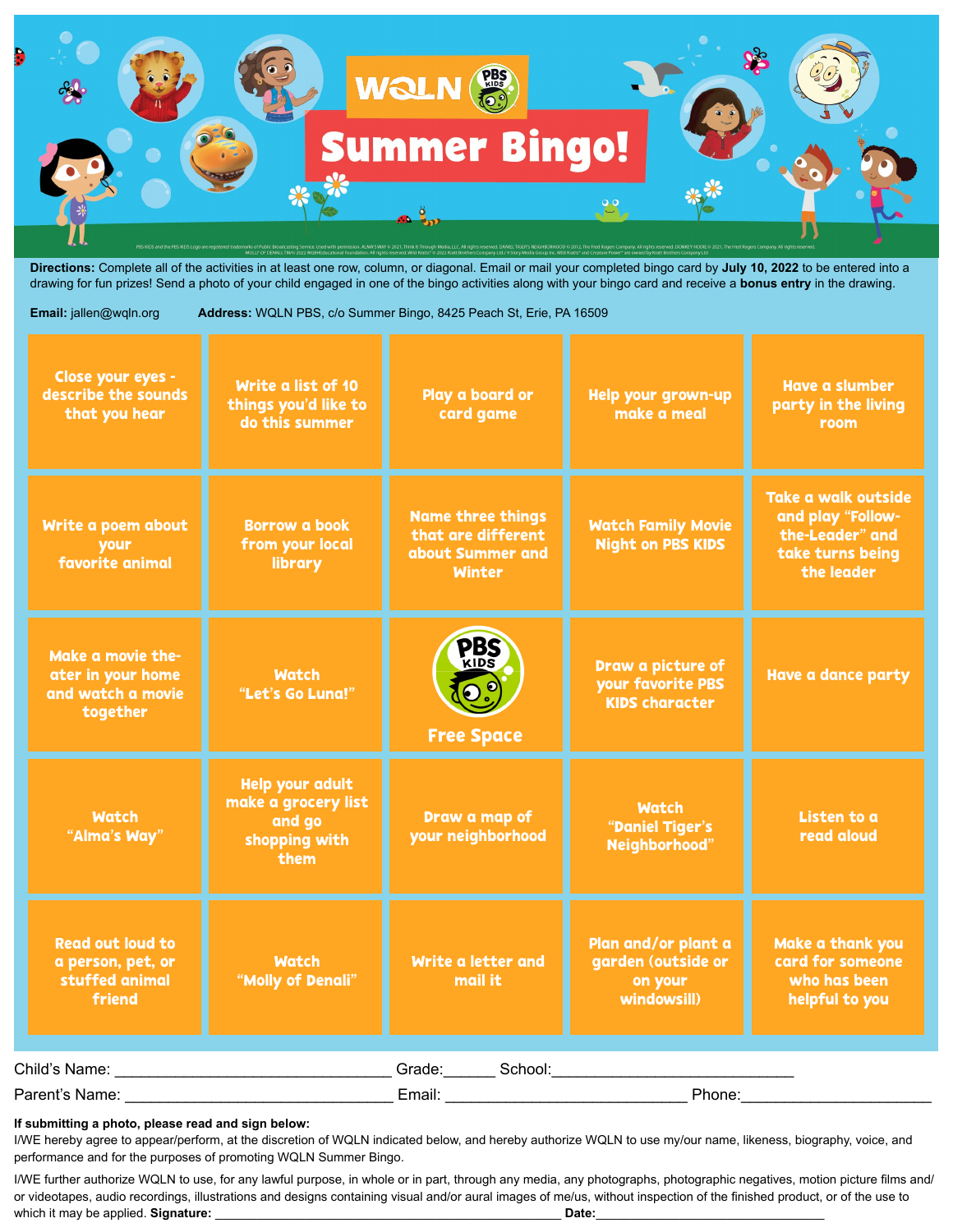# WQLN PBS KIDS Summer Bingo!

PBS KIDS and the PBS KIDS Logo are registered trademarks of Public Broadcasting Service. Used with permission. ALMA'S WAY © 2021, Think It Through Media, LLC. All rights reserved. DANIEL TIGER'S NEIGHBORHOOD © 2012, The Fred Rogers Company. All rights reserved. DONKEY HODIE © 2021, The Fred Rogers Company. All rights reserved. MOLLY OF DENALI, TM/© 2022 WGBH Educational Foundation. All rights reserved. Wild Kratts® © 2022 Kratt Brothers Company Ltd./9 Story Media Group Inc. Wild Kratts® and Creature Power® are owned by Kratt Brothers Company Ltd.

**Directions:** Complete all of the activities in at least one row, column, or diagonal. Email or mail your completed bingo card by **July 10, 2022** to be entered into a drawing for fun prizes! Send a photo of your child engaged in one of the bingo activities along with your bingo card and receive a **bonus entry** in the drawing.

**Email:** jallen@wqln.org **Address:** WQLN PBS, c/o Summer Bingo, 8425 Peach St, Erie, PA 16509

| | | | | |
|---|---|---|---|---|
| Close your eyes - describe the sounds that you hear | Write a list of 10 things you'd like to do this summer | Play a board or card game | Help your grown-up make a meal | Have a slumber party in the living room |
| Write a poem about your favorite animal | Borrow a book from your local library | Name three things that are different about Summer and Winter | Watch Family Movie Night on PBS KIDS | Take a walk outside and play "Follow-the-Leader" and take turns being the leader |
| Make a movie theater in your home and watch a movie together | Watch "Let's Go Luna!" | PBS KIDS Free Space | Draw a picture of your favorite PBS KIDS character | Have a dance party |
| Watch "Alma's Way" | Help your adult make a grocery list and go shopping with them | Draw a map of your neighborhood | Watch "Daniel Tiger's Neighborhood" | Listen to a read aloud |
| Read out loud to a person, pet, or stuffed animal friend | Watch "Molly of Denali" | Write a letter and mail it | Plan and/or plant a garden (outside or on your windowsill) | Make a thank you card for someone who has been helpful to you |

Child's Name: ________________________________ Grade:______ School:____________________________

Parent's Name: _______________________________ Email: ____________________________ Phone:______________________

**If submitting a photo, please read and sign below:**

I/WE hereby agree to appear/perform, at the discretion of WQLN indicated below, and hereby authorize WQLN to use my/our name, likeness, biography, voice, and performance and for the purposes of promoting WQLN Summer Bingo.

I/WE further authorize WQLN to use, for any lawful purpose, in whole or in part, through any media, any photographs, photographic negatives, motion picture films and/or videotapes, audio recordings, illustrations and designs containing visual and/or aural images of me/us, without inspection of the finished product, or of the use to which it may be applied. **Signature:** ______________________________________________ **Date:**________________________________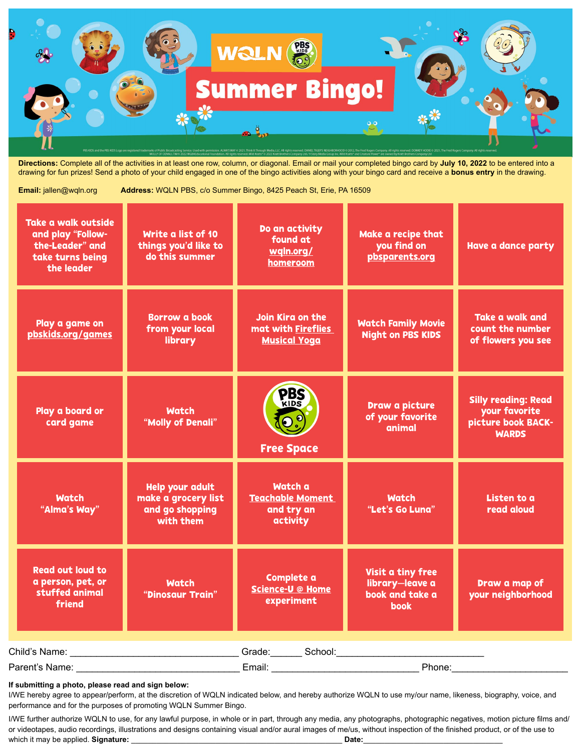# WQLN Summer Bingo!

PBS KIDS and the PBS KIDS Logo are registered trademarks of Public Broadcasting Service. Used with permission. ALMA'S WAY © 2021, Think It Through Media, LLC. All rights reserved. DANIEL TIGER'S NEIGHBORHOOD © 2012, The Fred Rogers Company. All rights reserved. DONKEY HODIE © 2021, The Fred Rogers Company. All rights reserved. MOLLY OF DENALI, TM/© 2022 WGBH Educational Foundation. All rights reserved. Wild Kratts® © 2022 Kratt Brothers Company Ltd./9 Story Media Group Inc. Wild Kratts® and Creature Power® are owned by Kratt Brothers Company Ltd.

**Directions:** Complete all of the activities in at least one row, column, or diagonal. Email or mail your completed bingo card by **July 10, 2022** to be entered into a drawing for fun prizes! Send a photo of your child engaged in one of the bingo activities along with your bingo card and receive a **bonus entry** in the drawing.

**Email:** jallen@wqln.org **Address:** WQLN PBS, c/o Summer Bingo, 8425 Peach St, Erie, PA 16509

| | | | | |
|---|---|---|---|---|
| Take a walk outside and play "Follow-the-Leader" and take turns being the leader | Write a list of 10 things you'd like to do this summer | Do an activity found at wqln.org/homeroom | Make a recipe that you find on pbsparents.org | Have a dance party |
| Play a game on pbskids.org/games | Borrow a book from your local library | Join Kira on the mat with Fireflies Musical Yoga | Watch Family Movie Night on PBS KIDS | Take a walk and count the number of flowers you see |
| Play a board or card game | Watch "Molly of Denali" | PBS KIDS Free Space | Draw a picture of your favorite animal | Silly reading: Read your favorite picture book BACK-WARDS |
| Watch "Alma's Way" | Help your adult make a grocery list and go shopping with them | Watch a Teachable Moment and try an activity | Watch "Let's Go Luna" | Listen to a read aloud |
| Read out loud to a person, pet, or stuffed animal friend | Watch "Dinosaur Train" | Complete a Science-U @ Home experiment | Visit a tiny free library—leave a book and take a book | Draw a map of your neighborhood |

Child's Name: ________________________________ Grade:______ School:___________________________

Parent's Name: _______________________________ Email: ___________________________ Phone:_____________________

**If submitting a photo, please read and sign below:**

I/WE hereby agree to appear/perform, at the discretion of WQLN indicated below, and hereby authorize WQLN to use my/our name, likeness, biography, voice, and performance and for the purposes of promoting WQLN Summer Bingo.

I/WE further authorize WQLN to use, for any lawful purpose, in whole or in part, through any media, any photographs, photographic negatives, motion picture films and/or videotapes, audio recordings, illustrations and designs containing visual and/or aural images of me/us, without inspection of the finished product, or of the use to which it may be applied. **Signature:** _______________________________________________ **Date:**_______________________________